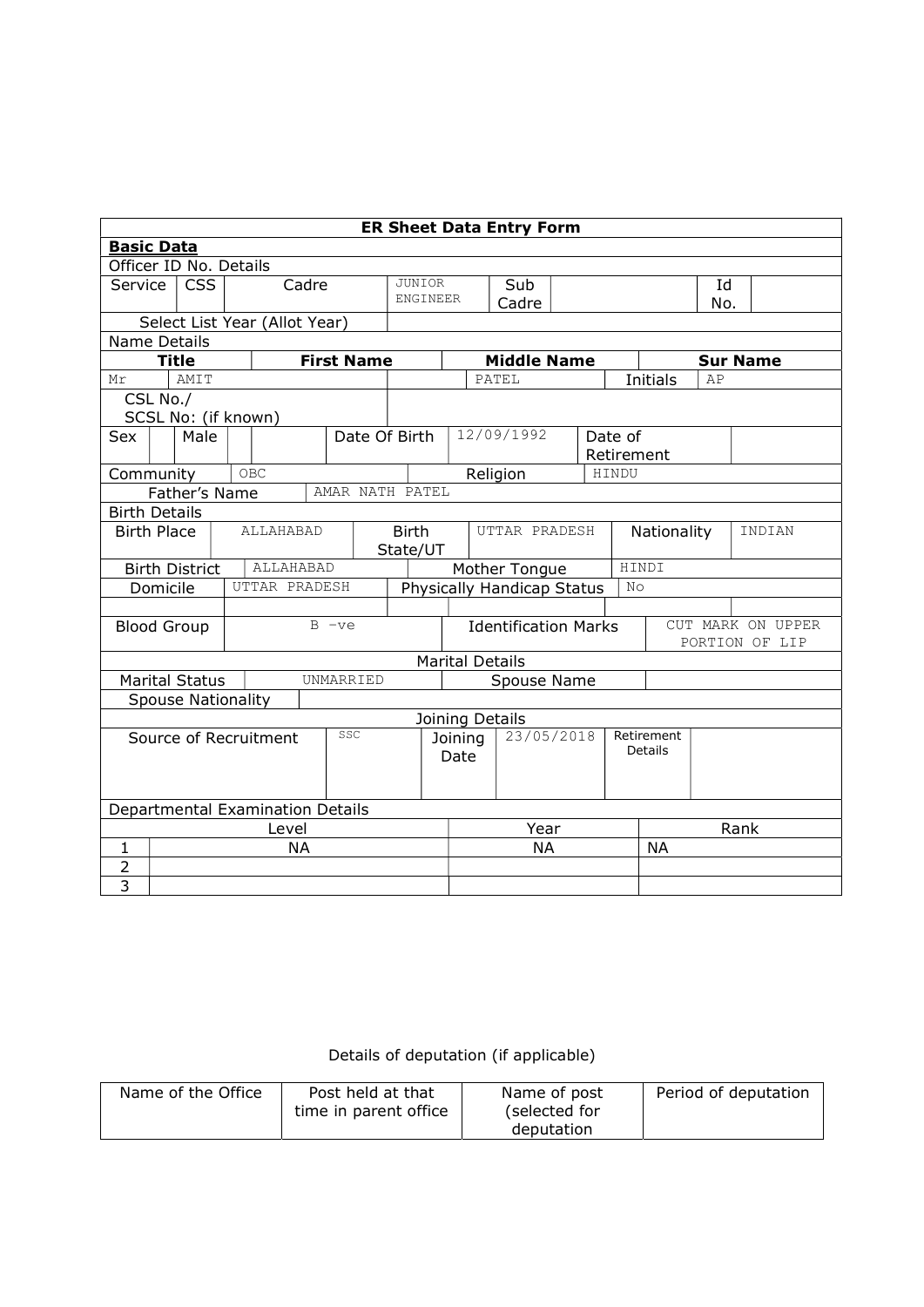| ER Sheet Data Entry Form | | | | | | | |
|---|---|---|---|---|---|---|---|
| **Basic Data** | | | | | | | |
| Officer ID No. Details | | | | | | | |
| Service | CSS | Cadre | JUNIOR ENGINEER | Sub Cadre | | Id No. | |
| Select List Year (Allot Year) | | | | | | | |
| Name Details | | | | | | | |
| **Title** | **First Name** | | **Middle Name** | | | **Sur Name** | |
| Mr | AMIT | | | PATEL | | Initials | AP |
| CSL No./ SCSL No: (if known) | | | | | | | |
| Sex | Male | | Date Of Birth | 12/09/1992 | Date of Retirement | | |
| Community | OBC | | Religion | HINDU | | | |
| Father's Name | AMAR NATH PATEL | | | | | | |
| Birth Details | | | | | | | |
| Birth Place | ALLAHABAD | Birth State/UT | UTTAR PRADESH | Nationality | INDIAN | | |
| Birth District | ALLAHABAD | Mother Tongue | HINDI | | | | |
| Domicile | UTTAR PRADESH | Physically Handicap Status | No | | | | |
| | | | | | | | |
| Blood Group | B -ve | Identification Marks | CUT MARK ON UPPER PORTION OF LIP | | | | |
| Marital Details | | | | | | | |
| Marital Status | UNMARRIED | Spouse Name | | | | | |
| Spouse Nationality | | | | | | | |
| Joining Details | | | | | | | |
| Source of Recruitment | SSC | Joining Date | 23/05/2018 | Retirement Details | | | |
| Departmental Examination Details | | | | | | | |
| | Level | Year | Rank | | | | |
| 1 | NA | NA | NA | | | | |
| 2 | | | | | | | |
| 3 | | | | | | | |

Details of deputation (if applicable)

| Name of the Office | Post held at that time in parent office | Name of post (selected for deputation | Period of deputation |
|---|---|---|---|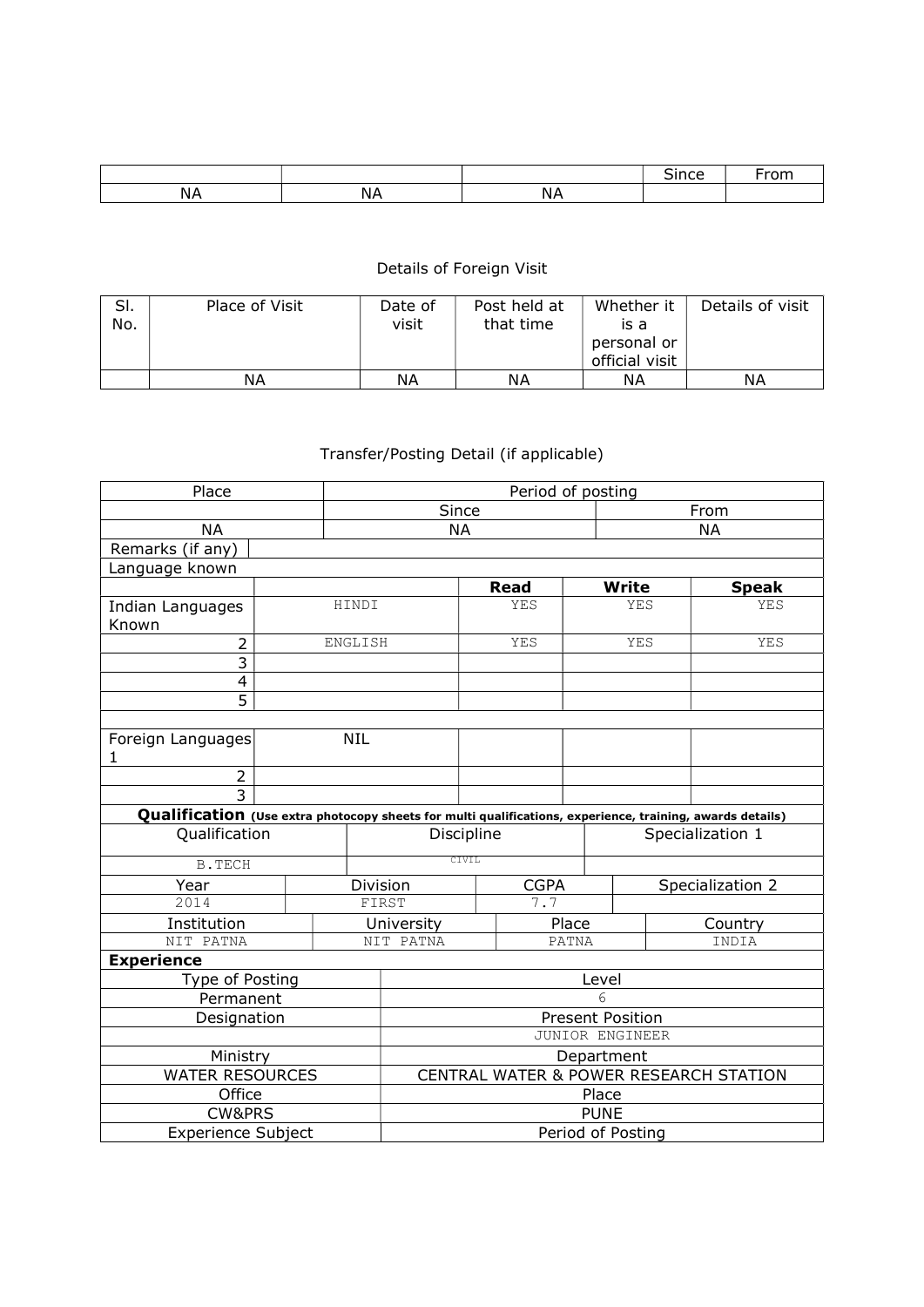| | | | Since | From |
|---|---|---|---|---|
| NA | NA | NA | | |

Details of Foreign Visit

| Sl. No. | Place of Visit | Date of visit | Post held at that time | Whether it is a personal or official visit | Details of visit |
|---|---|---|---|---|---|
| | NA | NA | NA | NA | NA |

Transfer/Posting Detail (if applicable)

| Place | Period of posting | |
|---|---|---|
| | Since | From |
| NA | NA | NA |
| Remarks (if any) | | |

| Language known | | | | |
|---|---|---|---|---|
| | | **Read** | **Write** | **Speak** |
| Indian Languages Known | HINDI | YES | YES | YES |
| 2 | ENGLISH | YES | YES | YES |
| 3 | | | | |
| 4 | | | | |
| 5 | | | | |
| | | | | |
| Foreign Languages 1 | NIL | | | |
| 2 | | | | |
| 3 | | | | |

**Qualification** **(Use extra photocopy sheets for multi qualifications, experience, training, awards details)**

| Qualification | Discipline | Specialization 1 |
|---|---|---|
| B.TECH | CIVIL | |

| Year | Division | CGPA | Specialization 2 |
|---|---|---|---|
| 2014 | FIRST | 7.7 | |

| Institution | University | Place | Country |
|---|---|---|---|
| NIT PATNA | NIT PATNA | PATNA | INDIA |

**Experience**

| Type of Posting | Level |
|---|---|
| Permanent | 6 |
| Designation | Present Position |
| | JUNIOR ENGINEER |
| Ministry | Department |
| WATER RESOURCES | CENTRAL WATER & POWER RESEARCH STATION |
| Office | Place |
| CW&PRS | PUNE |
| Experience Subject | Period of Posting |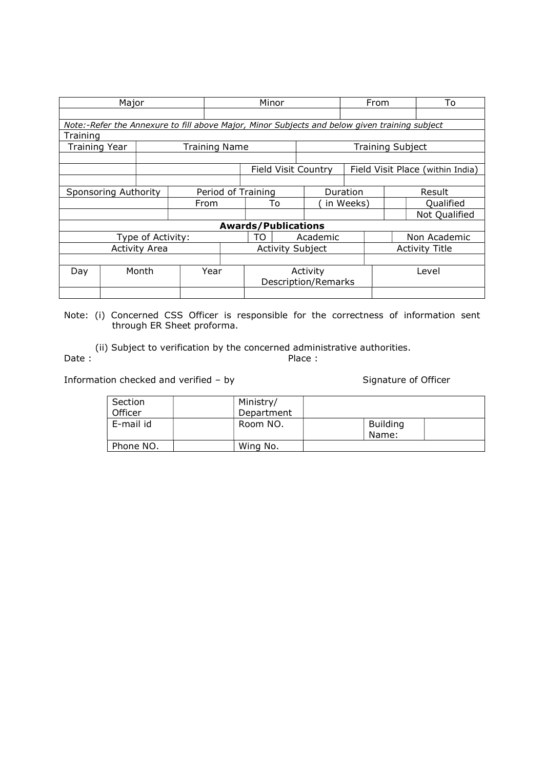| Major | Minor | From | To |
|---|---|---|---|
| | | | |

*Note:-Refer the Annexure to fill above Major, Minor Subjects and below given training subject*

Training

| Training Year | Training Name | | Training Subject |
|---|---|---|---|
| | | | |
| | | Field Visit Country | Field Visit Place (within India) |
| | | | |

| Sponsoring Authority | Period of Training | | Duration | Result | |
|---|---|---|---|---|---|
| | From | To | ( in Weeks) | | Qualified |
| | | | | | Not Qualified |

**Awards/Publications**

| Type of Activity: | TO | Academic | | Non Academic |
|---|---|---|---|---|
| Activity Area | Activity Subject | | Activity Title | |
| | | | | |

| Day | Month | Year | Activity Description/Remarks | Level |
|---|---|---|---|---|
| | | | | |

Note: (i) Concerned CSS Officer is responsible for the correctness of information sent through ER Sheet proforma.

(ii) Subject to verification by the concerned administrative authorities.

Date :                                        Place :

Information checked and verified – by                    Signature of Officer

| | | | | | |
|---|---|---|---|---|---|
| Section Officer | | Ministry/ Department | | | |
| E-mail id | | Room NO. | | Building Name: | |
| Phone NO. | | Wing No. | | | |